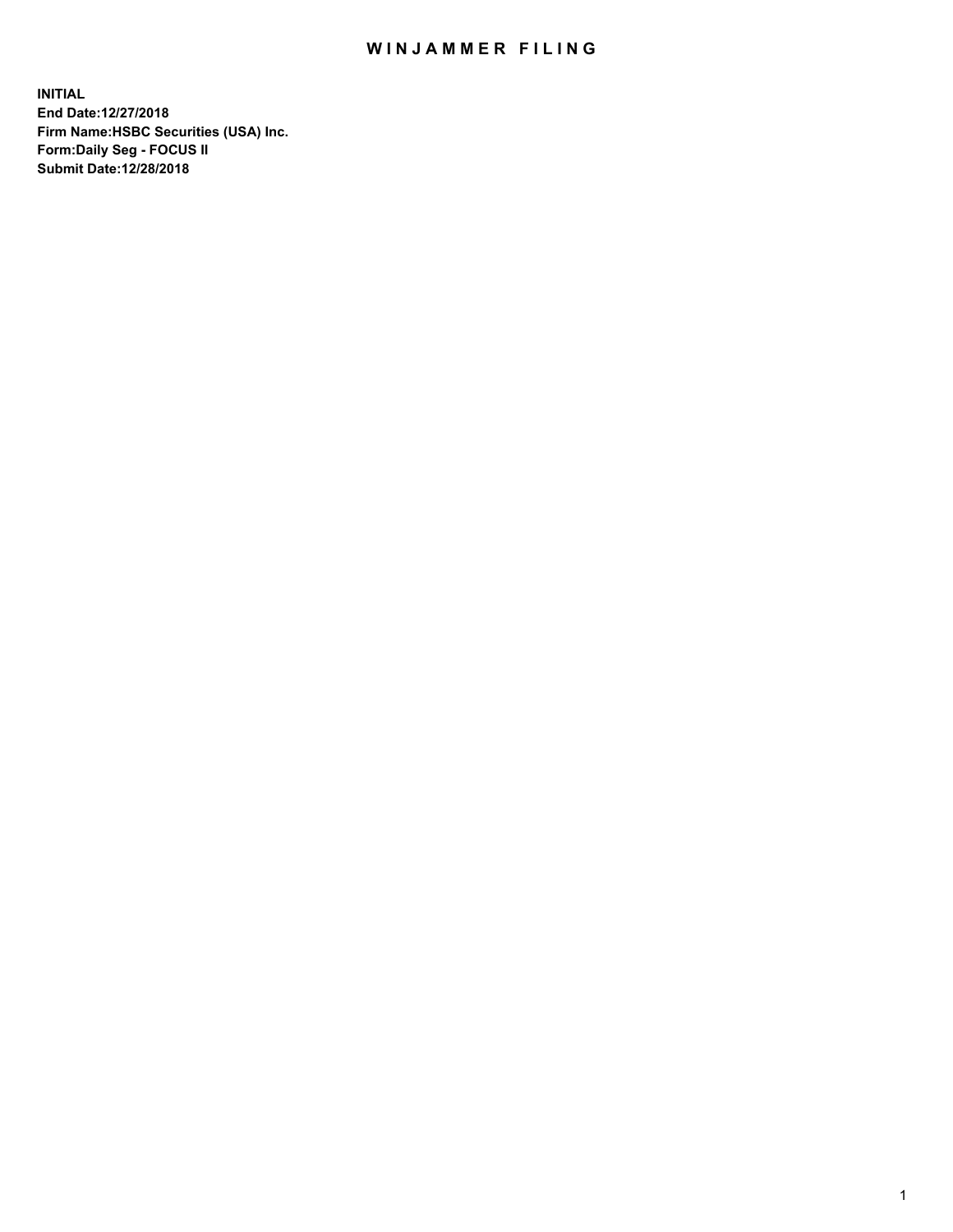# WINJAMMER FILING

**INITIAL**
**End Date:12/27/2018**
**Firm Name:HSBC Securities (USA) Inc.**
**Form:Daily Seg - FOCUS II**
**Submit Date:12/28/2018**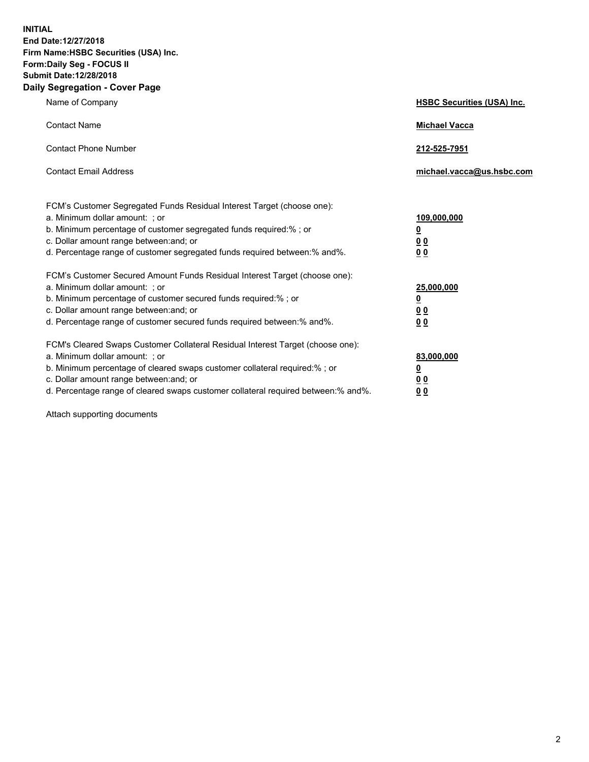**INITIAL**
**End Date:12/27/2018**
**Firm Name:HSBC Securities (USA) Inc.**
**Form:Daily Seg - FOCUS II**
**Submit Date:12/28/2018**

## Daily Segregation - Cover Page

| | |
|---|---|
| Name of Company | **HSBC Securities (USA) Inc.** |
| Contact Name | **Michael Vacca** |
| Contact Phone Number | **212-525-7951** |
| Contact Email Address | **michael.vacca@us.hsbc.com** |

| | |
|---|---|
| FCM's Customer Segregated Funds Residual Interest Target (choose one): | |
| a. Minimum dollar amount: ; or | **109,000,000** |
| b. Minimum percentage of customer segregated funds required:% ; or | **0** |
| c. Dollar amount range between:and; or | **0 0** |
| d. Percentage range of customer segregated funds required between:% and%. | **0 0** |

| | |
|---|---|
| FCM's Customer Secured Amount Funds Residual Interest Target (choose one): | |
| a. Minimum dollar amount: ; or | **25,000,000** |
| b. Minimum percentage of customer secured funds required:% ; or | **0** |
| c. Dollar amount range between:and; or | **0 0** |
| d. Percentage range of customer secured funds required between:% and%. | **0 0** |

| | |
|---|---|
| FCM's Cleared Swaps Customer Collateral Residual Interest Target (choose one): | |
| a. Minimum dollar amount: ; or | **83,000,000** |
| b. Minimum percentage of cleared swaps customer collateral required:% ; or | **0** |
| c. Dollar amount range between:and; or | **0 0** |
| d. Percentage range of cleared swaps customer collateral required between:% and%. | **0 0** |

Attach supporting documents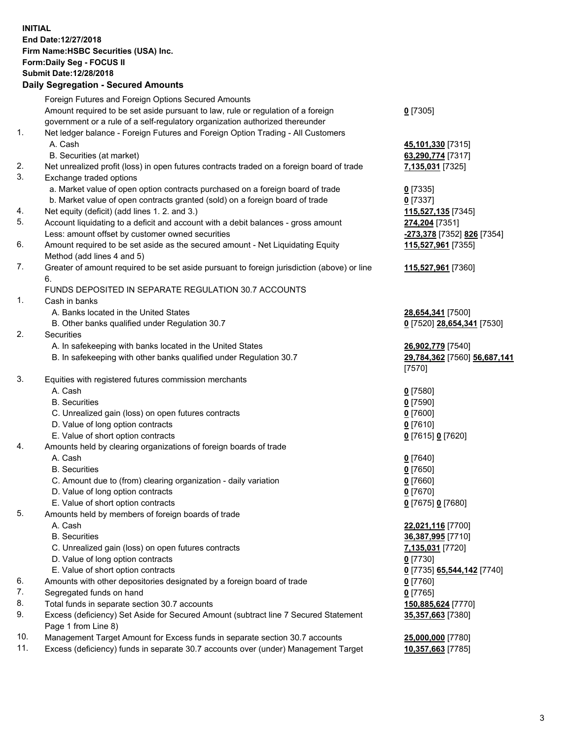**INITIAL**
**End Date:12/27/2018**
**Firm Name:HSBC Securities (USA) Inc.**
**Form:Daily Seg - FOCUS II**
**Submit Date:12/28/2018**

## Daily Segregation - Secured Amounts

| | | |
|---|---|---|
| | Foreign Futures and Foreign Options Secured Amounts | |
| | Amount required to be set aside pursuant to law, rule or regulation of a foreign government or a rule of a self-regulatory organization authorized thereunder | **0** [7305] |
| 1. | Net ledger balance - Foreign Futures and Foreign Option Trading - All Customers | |
| | A. Cash | **45,101,330** [7315] |
| | B. Securities (at market) | **63,290,774** [7317] |
| 2. | Net unrealized profit (loss) in open futures contracts traded on a foreign board of trade | **7,135,031** [7325] |
| 3. | Exchange traded options | |
| | a. Market value of open option contracts purchased on a foreign board of trade | **0** [7335] |
| | b. Market value of open contracts granted (sold) on a foreign board of trade | **0** [7337] |
| 4. | Net equity (deficit) (add lines 1. 2. and 3.) | **115,527,135** [7345] |
| 5. | Account liquidating to a deficit and account with a debit balances - gross amount | **274,204** [7351] |
| | Less: amount offset by customer owned securities | **-273,378** [7352] **826** [7354] |
| 6. | Amount required to be set aside as the secured amount - Net Liquidating Equity Method (add lines 4 and 5) | **115,527,961** [7355] |
| 7. | Greater of amount required to be set aside pursuant to foreign jurisdiction (above) or line 6. | **115,527,961** [7360] |
| | FUNDS DEPOSITED IN SEPARATE REGULATION 30.7 ACCOUNTS | |
| 1. | Cash in banks | |
| | A. Banks located in the United States | **28,654,341** [7500] |
| | B. Other banks qualified under Regulation 30.7 | **0** [7520] **28,654,341** [7530] |
| 2. | Securities | |
| | A. In safekeeping with banks located in the United States | **26,902,779** [7540] |
| | B. In safekeeping with other banks qualified under Regulation 30.7 | **29,784,362** [7560] **56,687,141** [7570] |
| 3. | Equities with registered futures commission merchants | |
| | A. Cash | **0** [7580] |
| | B. Securities | **0** [7590] |
| | C. Unrealized gain (loss) on open futures contracts | **0** [7600] |
| | D. Value of long option contracts | **0** [7610] |
| | E. Value of short option contracts | **0** [7615] **0** [7620] |
| 4. | Amounts held by clearing organizations of foreign boards of trade | |
| | A. Cash | **0** [7640] |
| | B. Securities | **0** [7650] |
| | C. Amount due to (from) clearing organization - daily variation | **0** [7660] |
| | D. Value of long option contracts | **0** [7670] |
| | E. Value of short option contracts | **0** [7675] **0** [7680] |
| 5. | Amounts held by members of foreign boards of trade | |
| | A. Cash | **22,021,116** [7700] |
| | B. Securities | **36,387,995** [7710] |
| | C. Unrealized gain (loss) on open futures contracts | **7,135,031** [7720] |
| | D. Value of long option contracts | **0** [7730] |
| | E. Value of short option contracts | **0** [7735] **65,544,142** [7740] |
| 6. | Amounts with other depositories designated by a foreign board of trade | **0** [7760] |
| 7. | Segregated funds on hand | **0** [7765] |
| 8. | Total funds in separate section 30.7 accounts | **150,885,624** [7770] |
| 9. | Excess (deficiency) Set Aside for Secured Amount (subtract line 7 Secured Statement Page 1 from Line 8) | **35,357,663** [7380] |
| 10. | Management Target Amount for Excess funds in separate section 30.7 accounts | **25,000,000** [7780] |
| 11. | Excess (deficiency) funds in separate 30.7 accounts over (under) Management Target | **10,357,663** [7785] |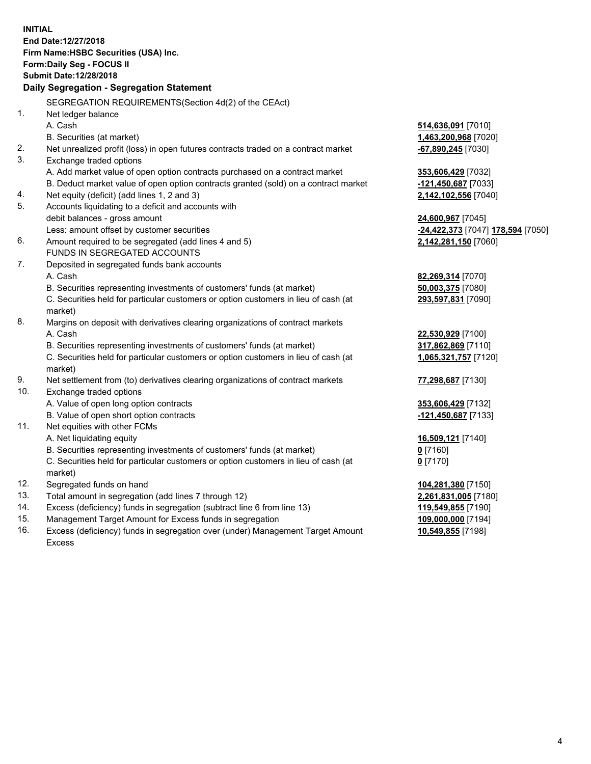**INITIAL**
**End Date:12/27/2018**
**Firm Name:HSBC Securities (USA) Inc.**
**Form:Daily Seg - FOCUS II**
**Submit Date:12/28/2018**

**Daily Segregation - Segregation Statement**

SEGREGATION REQUIREMENTS(Section 4d(2) of the CEAct)

| | | |
|---|---|---|
| 1. | Net ledger balance | |
| | A. Cash | 514,636,091 [7010] |
| | B. Securities (at market) | 1,463,200,968 [7020] |
| 2. | Net unrealized profit (loss) in open futures contracts traded on a contract market | -67,890,245 [7030] |
| 3. | Exchange traded options | |
| | A. Add market value of open option contracts purchased on a contract market | 353,606,429 [7032] |
| | B. Deduct market value of open option contracts granted (sold) on a contract market | -121,450,687 [7033] |
| 4. | Net equity (deficit) (add lines 1, 2 and 3) | 2,142,102,556 [7040] |
| 5. | Accounts liquidating to a deficit and accounts with | |
| | debit balances - gross amount | 24,600,967 [7045] |
| | Less: amount offset by customer securities | -24,422,373 [7047] 178,594 [7050] |
| 6. | Amount required to be segregated (add lines 4 and 5) | 2,142,281,150 [7060] |
| | FUNDS IN SEGREGATED ACCOUNTS | |
| 7. | Deposited in segregated funds bank accounts | |
| | A. Cash | 82,269,314 [7070] |
| | B. Securities representing investments of customers' funds (at market) | 50,003,375 [7080] |
| | C. Securities held for particular customers or option customers in lieu of cash (at market) | 293,597,831 [7090] |
| 8. | Margins on deposit with derivatives clearing organizations of contract markets | |
| | A. Cash | 22,530,929 [7100] |
| | B. Securities representing investments of customers' funds (at market) | 317,862,869 [7110] |
| | C. Securities held for particular customers or option customers in lieu of cash (at market) | 1,065,321,757 [7120] |
| 9. | Net settlement from (to) derivatives clearing organizations of contract markets | 77,298,687 [7130] |
| 10. | Exchange traded options | |
| | A. Value of open long option contracts | 353,606,429 [7132] |
| | B. Value of open short option contracts | -121,450,687 [7133] |
| 11. | Net equities with other FCMs | |
| | A. Net liquidating equity | 16,509,121 [7140] |
| | B. Securities representing investments of customers' funds (at market) | 0 [7160] |
| | C. Securities held for particular customers or option customers in lieu of cash (at market) | 0 [7170] |
| 12. | Segregated funds on hand | 104,281,380 [7150] |
| 13. | Total amount in segregation (add lines 7 through 12) | 2,261,831,005 [7180] |
| 14. | Excess (deficiency) funds in segregation (subtract line 6 from line 13) | 119,549,855 [7190] |
| 15. | Management Target Amount for Excess funds in segregation | 109,000,000 [7194] |
| 16. | Excess (deficiency) funds in segregation over (under) Management Target Amount Excess | 10,549,855 [7198] |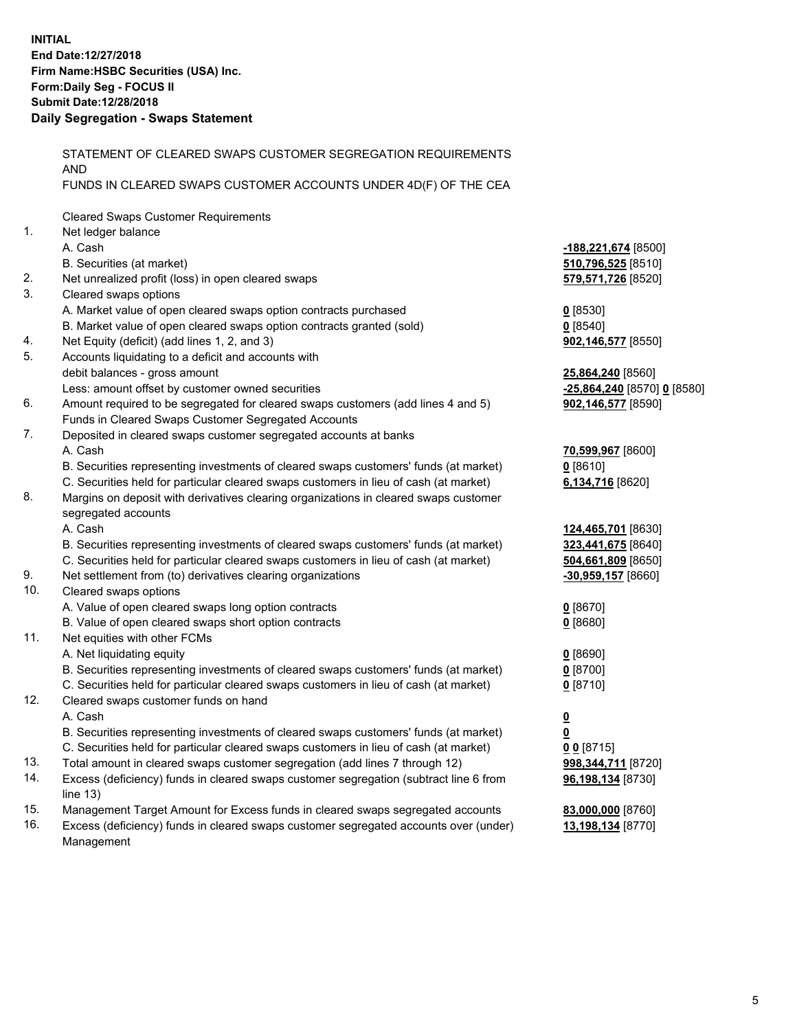**INITIAL**
**End Date:12/27/2018**
**Firm Name:HSBC Securities (USA) Inc.**
**Form:Daily Seg - FOCUS II**
**Submit Date:12/28/2018**
**Daily Segregation - Swaps Statement**

STATEMENT OF CLEARED SWAPS CUSTOMER SEGREGATION REQUIREMENTS AND FUNDS IN CLEARED SWAPS CUSTOMER ACCOUNTS UNDER 4D(F) OF THE CEA

| | | |
|---|---|---|
| | Cleared Swaps Customer Requirements | |
| 1. | Net ledger balance | |
| | A. Cash | **-188,221,674** [8500] |
| | B. Securities (at market) | **510,796,525** [8510] |
| 2. | Net unrealized profit (loss) in open cleared swaps | **579,571,726** [8520] |
| 3. | Cleared swaps options | |
| | A. Market value of open cleared swaps option contracts purchased | **0** [8530] |
| | B. Market value of open cleared swaps option contracts granted (sold) | **0** [8540] |
| 4. | Net Equity (deficit) (add lines 1, 2, and 3) | **902,146,577** [8550] |
| 5. | Accounts liquidating to a deficit and accounts with debit balances - gross amount | **25,864,240** [8560] |
| | Less: amount offset by customer owned securities | **-25,864,240** [8570] **0** [8580] |
| 6. | Amount required to be segregated for cleared swaps customers (add lines 4 and 5) | **902,146,577** [8590] |
| | Funds in Cleared Swaps Customer Segregated Accounts | |
| 7. | Deposited in cleared swaps customer segregated accounts at banks | |
| | A. Cash | **70,599,967** [8600] |
| | B. Securities representing investments of cleared swaps customers' funds (at market) | **0** [8610] |
| | C. Securities held for particular cleared swaps customers in lieu of cash (at market) | **6,134,716** [8620] |
| 8. | Margins on deposit with derivatives clearing organizations in cleared swaps customer segregated accounts | |
| | A. Cash | **124,465,701** [8630] |
| | B. Securities representing investments of cleared swaps customers' funds (at market) | **323,441,675** [8640] |
| | C. Securities held for particular cleared swaps customers in lieu of cash (at market) | **504,661,809** [8650] |
| 9. | Net settlement from (to) derivatives clearing organizations | **-30,959,157** [8660] |
| 10. | Cleared swaps options | |
| | A. Value of open cleared swaps long option contracts | **0** [8670] |
| | B. Value of open cleared swaps short option contracts | **0** [8680] |
| 11. | Net equities with other FCMs | |
| | A. Net liquidating equity | **0** [8690] |
| | B. Securities representing investments of cleared swaps customers' funds (at market) | **0** [8700] |
| | C. Securities held for particular cleared swaps customers in lieu of cash (at market) | **0** [8710] |
| 12. | Cleared swaps customer funds on hand | |
| | A. Cash | **0** |
| | B. Securities representing investments of cleared swaps customers' funds (at market) | **0** |
| | C. Securities held for particular cleared swaps customers in lieu of cash (at market) | **0** **0** [8715] |
| 13. | Total amount in cleared swaps customer segregation (add lines 7 through 12) | **998,344,711** [8720] |
| 14. | Excess (deficiency) funds in cleared swaps customer segregation (subtract line 6 from line 13) | **96,198,134** [8730] |
| 15. | Management Target Amount for Excess funds in cleared swaps segregated accounts | **83,000,000** [8760] |
| 16. | Excess (deficiency) funds in cleared swaps customer segregated accounts over (under) Management | **13,198,134** [8770] |